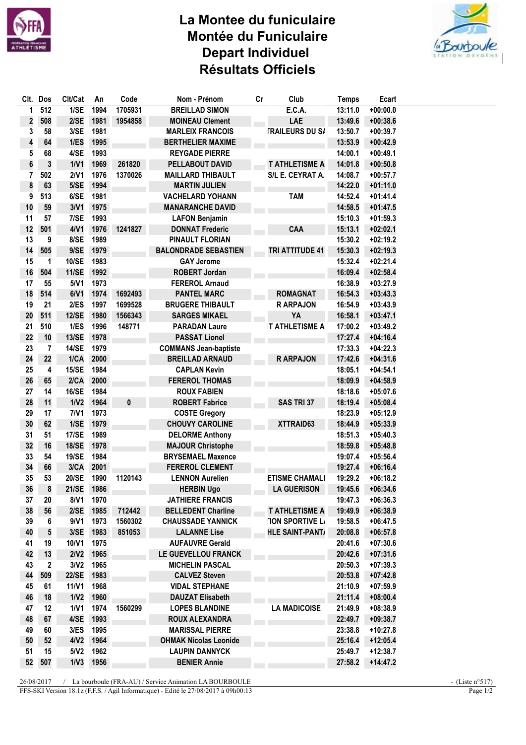# La Montee du funiculaire
# Montée du Funiculaire
# Depart Individuel
# Résultats Officiels

| Clt. | Dos | Clt/Cat | An | Code | Nom - Prénom | Cr | Club | Temps | Ecart |
|---|---|---|---|---|---|---|---|---|---|
| 1 | 512 | 1/SE | 1994 | 1705931 | BREILLAD SIMON | | E.C.A. | 13:11.0 | +00:00.0 |
| 2 | 508 | 2/SE | 1981 | 1954858 | MOINEAU Clement | | LAE | 13:49.6 | +00:38.6 |
| 3 | 58 | 3/SE | 1981 | | MARLEIX FRANCOIS | | TRAILEURS DU SA | 13:50.7 | +00:39.7 |
| 4 | 64 | 1/ES | 1995 | | BERTHELIER MAXIME | | | 13:53.9 | +00:42.9 |
| 5 | 68 | 4/SE | 1993 | | REYGADE PIERRE | | | 14:00.1 | +00:49.1 |
| 6 | 3 | 1/V1 | 1969 | 261820 | PELLABOUT DAVID | | IT ATHLETISME A | 14:01.8 | +00:50.8 |
| 7 | 502 | 2/V1 | 1976 | 1370026 | MAILLARD THIBAULT | | S/L E. CEYRAT A. | 14:08.7 | +00:57.7 |
| 8 | 63 | 5/SE | 1994 | | MARTIN JULIEN | | | 14:22.0 | +01:11.0 |
| 9 | 513 | 6/SE | 1981 | | VACHELARD YOHANN | | TAM | 14:52.4 | +01:41.4 |
| 10 | 59 | 3/V1 | 1975 | | MANARANCHE DAVID | | | 14:58.5 | +01:47.5 |
| 11 | 57 | 7/SE | 1993 | | LAFON Benjamin | | | 15:10.3 | +01:59.3 |
| 12 | 501 | 4/V1 | 1976 | 1241827 | DONNAT Frederic | | CAA | 15:13.1 | +02:02.1 |
| 13 | 9 | 8/SE | 1989 | | PINAULT FLORIAN | | | 15:30.2 | +02:19.2 |
| 14 | 505 | 9/SE | 1979 | | BALONDRADE SEBASTIEN | | TRI ATTITUDE 41 | 15:30.3 | +02:19.3 |
| 15 | 1 | 10/SE | 1983 | | GAY Jerome | | | 15:32.4 | +02:21.4 |
| 16 | 504 | 11/SE | 1992 | | ROBERT Jordan | | | 16:09.4 | +02:58.4 |
| 17 | 55 | 5/V1 | 1973 | | FEREROL Arnaud | | | 16:38.9 | +03:27.9 |
| 18 | 514 | 6/V1 | 1974 | 1692493 | PANTEL MARC | | ROMAGNAT | 16:54.3 | +03:43.3 |
| 19 | 21 | 2/ES | 1997 | 1699528 | BRUGERE THIBAULT | | R ARPAJON | 16:54.9 | +03:43.9 |
| 20 | 511 | 12/SE | 1980 | 1566343 | SARGES MIKAEL | | YA | 16:58.1 | +03:47.1 |
| 21 | 510 | 1/ES | 1996 | 148771 | PARADAN Laure | | IT ATHLETISME A | 17:00.2 | +03:49.2 |
| 22 | 10 | 13/SE | 1978 | | PASSAT Lionel | | | 17:27.4 | +04:16.4 |
| 23 | 7 | 14/SE | 1979 | | COMMANS Jean-baptiste | | | 17:33.3 | +04:22.3 |
| 24 | 22 | 1/CA | 2000 | | BREILLAD ARNAUD | | R ARPAJON | 17:42.6 | +04:31.6 |
| 25 | 4 | 15/SE | 1984 | | CAPLAN Kevin | | | 18:05.1 | +04:54.1 |
| 26 | 65 | 2/CA | 2000 | | FEREROL THOMAS | | | 18:09.9 | +04:58.9 |
| 27 | 14 | 16/SE | 1984 | | ROUX FABIEN | | | 18:18.6 | +05:07.6 |
| 28 | 11 | 1/V2 | 1964 | 0 | ROBERT Fabrice | | SAS TRI 37 | 18:19.4 | +05:08.4 |
| 29 | 17 | 7/V1 | 1973 | | COSTE Gregory | | | 18:23.9 | +05:12.9 |
| 30 | 62 | 1/SE | 1979 | | CHOUVY CAROLINE | | XTTRAID63 | 18:44.9 | +05:33.9 |
| 31 | 51 | 17/SE | 1989 | | DELORME Anthony | | | 18:51.3 | +05:40.3 |
| 32 | 16 | 18/SE | 1978 | | MAJOUR Christophe | | | 18:59.8 | +05:48.8 |
| 33 | 54 | 19/SE | 1984 | | BRYSEMAEL Maxence | | | 19:07.4 | +05:56.4 |
| 34 | 66 | 3/CA | 2001 | | FEREROL CLEMENT | | | 19:27.4 | +06:16.4 |
| 35 | 53 | 20/SE | 1990 | 1120143 | LENNON Aurelien | | ETISME CHAMALI | 19:29.2 | +06:18.2 |
| 36 | 8 | 21/SE | 1986 | | HERBIN Ugo | | LA GUERISON | 19:45.6 | +06:34.6 |
| 37 | 20 | 8/V1 | 1970 | | JATHIERE FRANCIS | | | 19:47.3 | +06:36.3 |
| 38 | 56 | 2/SE | 1985 | 712442 | BELLEDENT Charline | | IT ATHLETISME A | 19:49.9 | +06:38.9 |
| 39 | 6 | 9/V1 | 1973 | 1560302 | CHAUSSADE YANNICK | | TION SPORTIVE LA | 19:58.5 | +06:47.5 |
| 40 | 5 | 3/SE | 1983 | 851053 | LALANNE Lise | | HLE SAINT-PANTA | 20:08.8 | +06:57.8 |
| 41 | 19 | 10/V1 | 1975 | | AUFAUVRE Gerald | | | 20:41.6 | +07:30.6 |
| 42 | 13 | 2/V2 | 1965 | | LE GUEVELLOU FRANCK | | | 20:42.6 | +07:31.6 |
| 43 | 2 | 3/V2 | 1965 | | MICHELIN PASCAL | | | 20:50.3 | +07:39.3 |
| 44 | 509 | 22/SE | 1983 | | CALVEZ Steven | | | 20:53.8 | +07:42.8 |
| 45 | 61 | 11/V1 | 1968 | | VIDAL STEPHANE | | | 21:10.9 | +07:59.9 |
| 46 | 18 | 1/V2 | 1960 | | DAUZAT Elisabeth | | | 21:11.4 | +08:00.4 |
| 47 | 12 | 1/V1 | 1974 | 1560299 | LOPES BLANDINE | | LA MADICOISE | 21:49.9 | +08:38.9 |
| 48 | 67 | 4/SE | 1993 | | ROUX ALEXANDRA | | | 22:49.7 | +09:38.7 |
| 49 | 60 | 3/ES | 1995 | | MARISSAL PIERRE | | | 23:38.8 | +10:27.8 |
| 50 | 52 | 4/V2 | 1964 | | OHMAK Nicolas Leonide | | | 25:16.4 | +12:05.4 |
| 51 | 15 | 5/V2 | 1962 | | LAUPIN DANNYCK | | | 25:49.7 | +12:38.7 |
| 52 | 507 | 1/V3 | 1956 | | BENIER Annie | | | 27:58.2 | +14:47.2 |

26/08/2017 / La bourboule (FRA-AU) / Service Animation LA BOURBOULE - (Liste n°517)

FFS-SKI Version 18.1z (F.F.S. / Agil Informatique) - Edité le 27/08/2017 à 09h00:13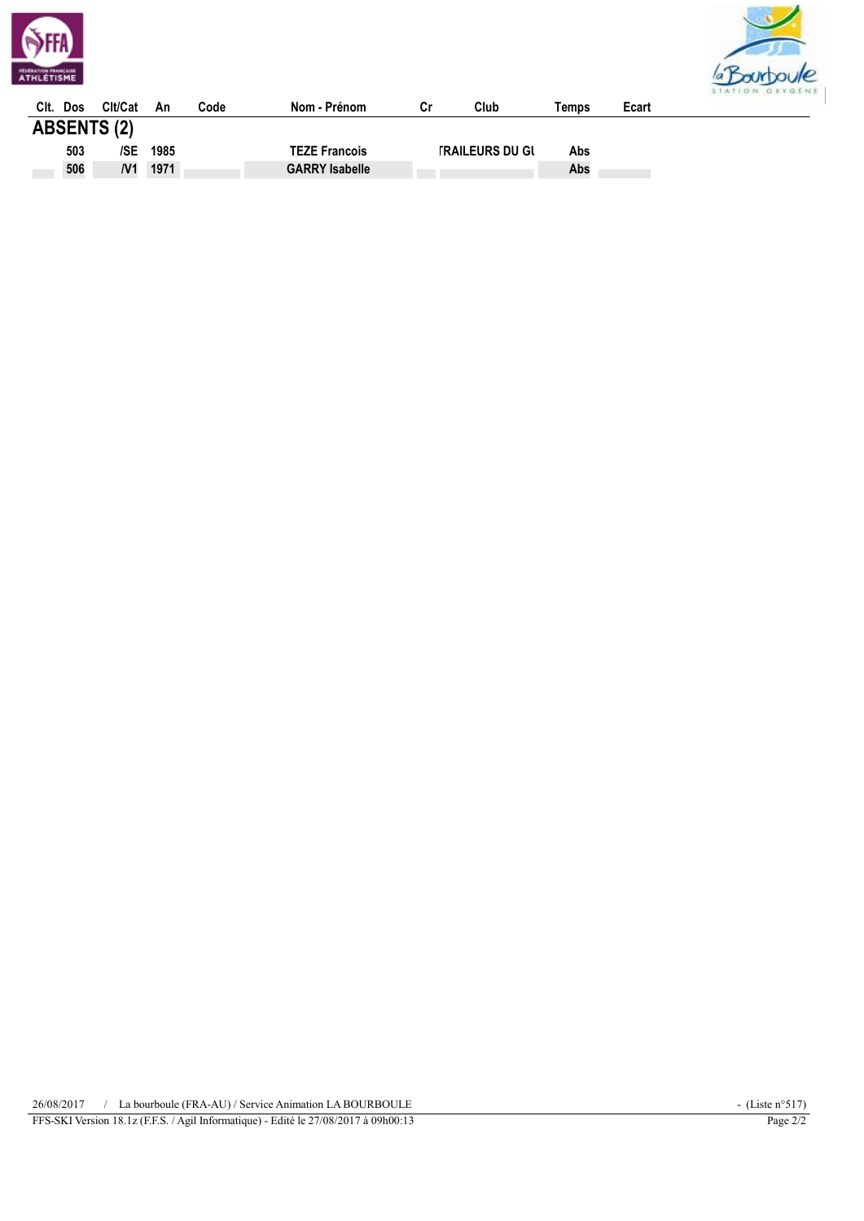| Clt. | Dos | Clt/Cat | An | Code | Nom - Prénom | Cr | Club | Temps | Ecart |
|---|---|---|---|---|---|---|---|---|---|

## ABSENTS (2)

| Clt. | Dos | Clt/Cat | An | Code | Nom - Prénom | Cr | Club | Temps | Ecart |
|---|---|---|---|---|---|---|---|---|---|
| | 503 | /SE | 1985 | | TEZE Francois | | TRAILEURS DU GU | Abs | |
| | 506 | /V1 | 1971 | | GARRY Isabelle | | | Abs | |

26/08/2017 / La bourboule (FRA-AU) / Service Animation LA BOURBOULE - (Liste n°517)

FFS-SKI Version 18.1z (F.F.S. / Agil Informatique) - Edité le 27/08/2017 à 09h00:13